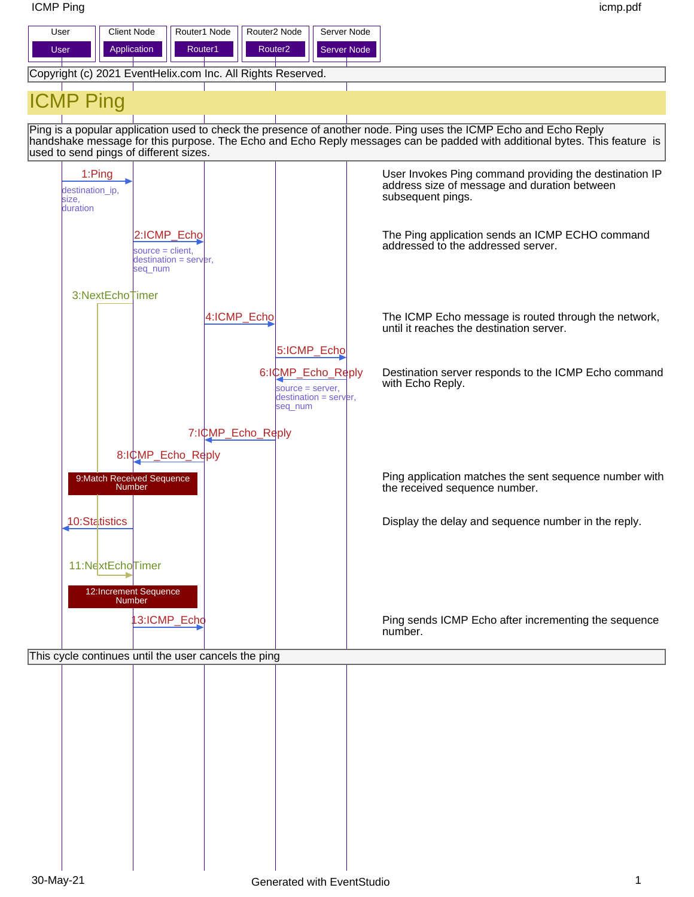| User | Client Node | Router1 Node | Router2 Node | Server Node |
| --- | --- | --- | --- | --- |
| User | Application | Router1 | Router2 | Server Node |

Copyright (c) 2021 EventHelix.com Inc. All Rights Reserved.

# ICMP Ping

Ping is a popular application used to check the presence of another node. Ping uses the ICMP Echo and Echo Reply handshake message for this purpose. The Echo and Echo Reply messages can be padded with additional bytes. This feature is used to send pings of different sizes.

**1:Ping** (User → Application)
destination_ip,
size,
duration

User Invokes Ping command providing the destination IP address size of message and duration between subsequent pings.

**2:ICMP_Echo** (Application → Router1)
source = client,
destination = server,
seq_num

The Ping application sends an ICMP ECHO command addressed to the addressed server.

**3:NextEchoTimer** (Application)

**4:ICMP_Echo** (Router1 → Router2)

The ICMP Echo message is routed through the network, until it reaches the destination server.

**5:ICMP_Echo** (Router2 → Server Node)

**6:ICMP_Echo_Reply** (Server Node → Router2)
source = server,
destination = server,
seq_num

Destination server responds to the ICMP Echo command with Echo Reply.

**7:ICMP_Echo_Reply** (Router2 → Router1)

**8:ICMP_Echo_Reply** (Router1 → Application)

**9:Match Received Sequence Number** (Application)

Ping application matches the sent sequence number with the received sequence number.

**10:Statistics** (Application → User)

Display the delay and sequence number in the reply.

**11:NextEchoTimer** (Application)

**12:Increment Sequence Number** (Application)

**13:ICMP_Echo** (Application → Router1)

Ping sends ICMP Echo after incrementing the sequence number.

This cycle continues until the user cancels the ping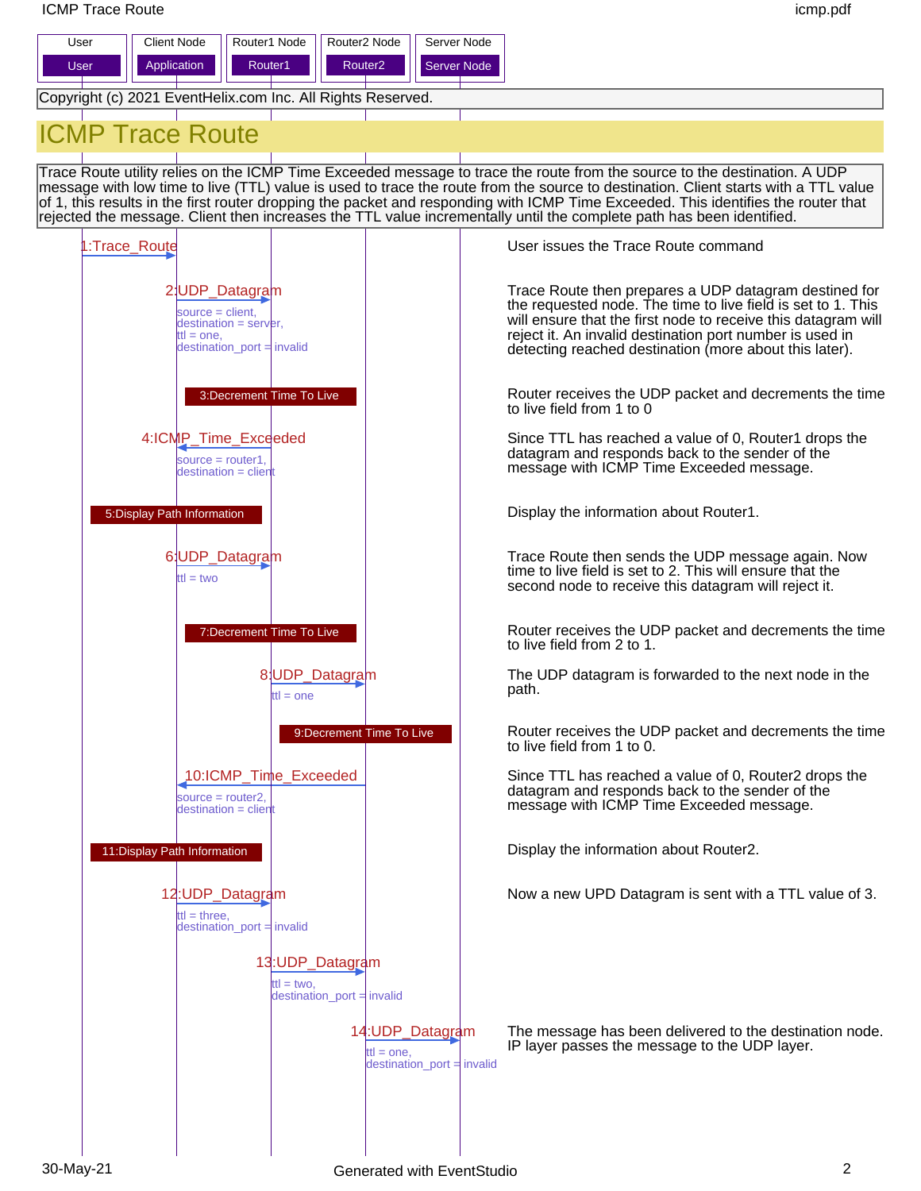| User | Client Node | Router1 Node | Router2 Node | Server Node |
| --- | --- | --- | --- | --- |
| User | Application | Router1 | Router2 | Server Node |

Copyright (c) 2021 EventHelix.com Inc. All Rights Reserved.

# ICMP Trace Route

Trace Route utility relies on the ICMP Time Exceeded message to trace the route from the source to the destination. A UDP message with low time to live (TTL) value is used to trace the route from the source to destination. Client starts with a TTL value of 1, this results in the first router dropping the packet and responding with ICMP Time Exceeded. This identifies the router that rejected the message. Client then increases the TTL value incrementally until the complete path has been identified.

| Step | From → To | Parameters | Description |
| --- | --- | --- | --- |
| 1:Trace_Route | User → Application | | User issues the Trace Route command |
| 2:UDP_Datagram | Application → Router1 | source = client, destination = server, ttl = one, destination_port = invalid | Trace Route then prepares a UDP datagram destined for the requested node. The time to live field is set to 1. This will ensure that the first node to receive this datagram will reject it. An invalid destination port number is used in detecting reached destination (more about this later). |
| 3:Decrement Time To Live | Router1 | | Router receives the UDP packet and decrements the time to live field from 1 to 0 |
| 4:ICMP_Time_Exceeded | Router1 → Application | source = router1, destination = client | Since TTL has reached a value of 0, Router1 drops the datagram and responds back to the sender of the message with ICMP Time Exceeded message. |
| 5:Display Path Information | Application | | Display the information about Router1. |
| 6:UDP_Datagram | Application → Router1 | ttl = two | Trace Route then sends the UDP message again. Now time to live field is set to 2. This will ensure that the second node to receive this datagram will reject it. |
| 7:Decrement Time To Live | Router1 | | Router receives the UDP packet and decrements the time to live field from 2 to 1. |
| 8:UDP_Datagram | Router1 → Router2 | ttl = one | The UDP datagram is forwarded to the next node in the path. |
| 9:Decrement Time To Live | Router2 | | Router receives the UDP packet and decrements the time to live field from 1 to 0. |
| 10:ICMP_Time_Exceeded | Router2 → Application | source = router2, destination = client | Since TTL has reached a value of 0, Router2 drops the datagram and responds back to the sender of the message with ICMP Time Exceeded message. |
| 11:Display Path Information | Application | | Display the information about Router2. |
| 12:UDP_Datagram | Application → Router1 | ttl = three, destination_port = invalid | Now a new UPD Datagram is sent with a TTL value of 3. |
| 13:UDP_Datagram | Router1 → Router2 | ttl = two, destination_port = invalid | |
| 14:UDP_Datagram | Router2 → Server Node | ttl = one, destination_port = invalid | The message has been delivered to the destination node. IP layer passes the message to the UDP layer. |

30-May-21

Generated with EventStudio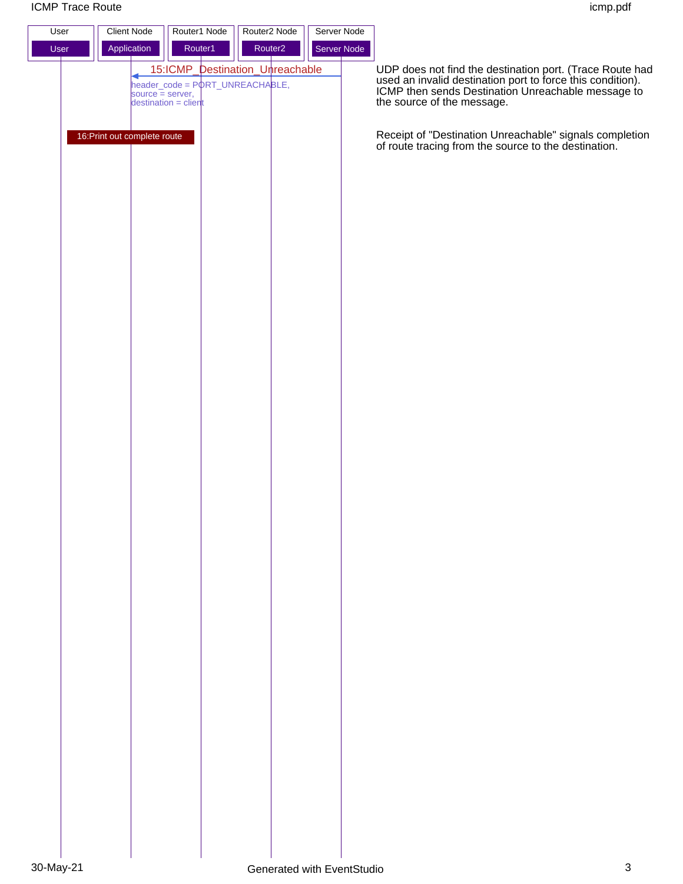| User | Client Node | Router1 Node | Router2 Node | Server Node |
|---|---|---|---|---|
| User | Application | Router1 | Router2 | Server Node |

**15:ICMP_Destination_Unreachable** (Server Node → Application)

header_code = PORT_UNREACHABLE,
source = server,
destination = client

UDP does not find the destination port. (Trace Route had used an invalid destination port to force this condition). ICMP then sends Destination Unreachable message to the source of the message.

**16:Print out complete route** (Application)

Receipt of "Destination Unreachable" signals completion of route tracing from the source to the destination.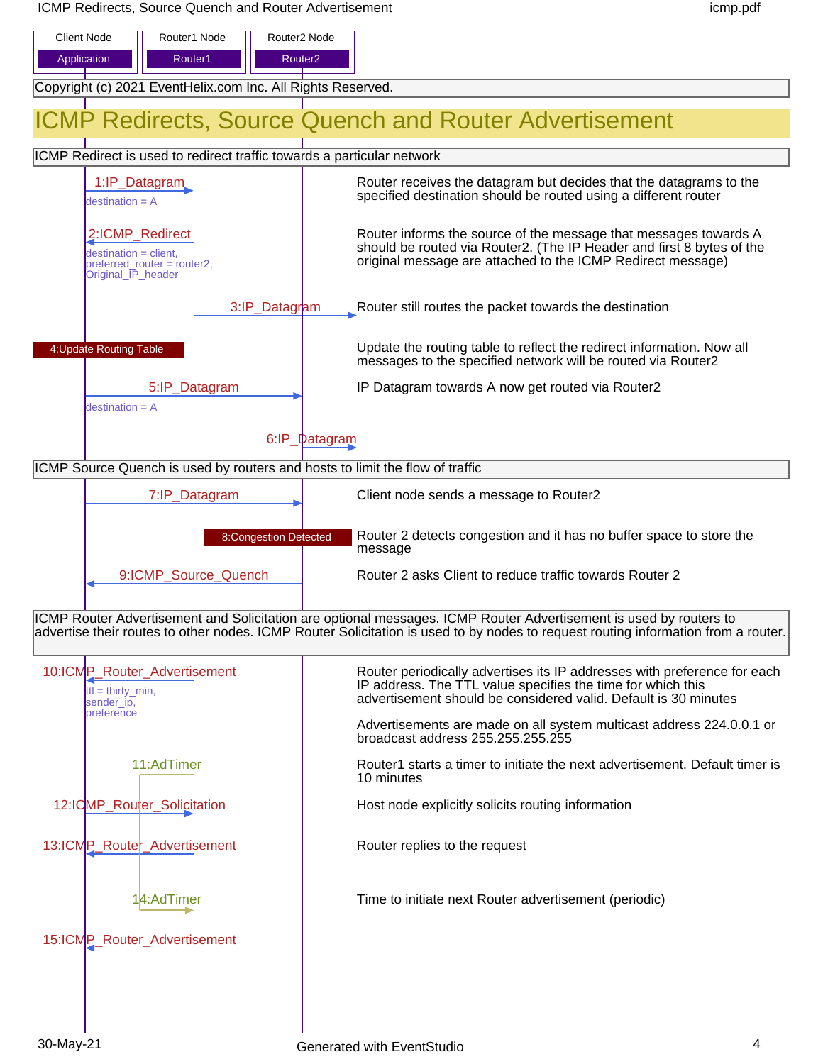| Client Node | Router1 Node | Router2 Node |
| --- | --- | --- |
| Application | Router1 | Router2 |

Copyright (c) 2021 EventHelix.com Inc. All Rights Reserved.

# ICMP Redirects, Source Quench and Router Advertisement

## ICMP Redirect is used to redirect traffic towards a particular network

**1:IP_Datagram** (Application → Router1)
destination = A

Router receives the datagram but decides that the datagrams to the specified destination should be routed using a different router

**2:ICMP_Redirect** (Router1 → Application)
destination = client,
preferred_router = router2,
Original_IP_header

Router informs the source of the message that messages towards A should be routed via Router2. (The IP Header and first 8 bytes of the original message are attached to the ICMP Redirect message)

**3:IP_Datagram** (Router1 →)

Router still routes the packet towards the destination

**4:Update Routing Table** (Application)

Update the routing table to reflect the redirect information. Now all messages to the specified network will be routed via Router2

**5:IP_Datagram** (Application → Router2)
destination = A

IP Datagram towards A now get routed via Router2

**6:IP_Datagram** (Router2 →)

## ICMP Source Quench is used by routers and hosts to limit the flow of traffic

**7:IP_Datagram** (Application → Router2)

Client node sends a message to Router2

**8:Congestion Detected** (Router2)

Router 2 detects congestion and it has no buffer space to store the message

**9:ICMP_Source_Quench** (Router2 → Application)

Router 2 asks Client to reduce traffic towards Router 2

## ICMP Router Advertisement and Solicitation are optional messages. ICMP Router Advertisement is used by routers to advertise their routes to other nodes. ICMP Router Solicitation is used to by nodes to request routing information from a router.

**10:ICMP_Router_Advertisement** (Router1 → Application)
ttl = thirty_min,
sender_ip,
preference

Router periodically advertises its IP addresses with preference for each IP address. The TTL value specifies the time for which this advertisement should be considered valid. Default is 30 minutes

Advertisements are made on all system multicast address 224.0.0.1 or broadcast address 255.255.255.255

**11:AdTimer** (Router1)

Router1 starts a timer to initiate the next advertisement. Default timer is 10 minutes

**12:ICMP_Router_Solicitation** (Application → Router1)

Host node explicitly solicits routing information

**13:ICMP_Router_Advertisement** (Router1 → Application)

Router replies to the request

**14:AdTimer** (Router1)

Time to initiate next Router advertisement (periodic)

**15:ICMP_Router_Advertisement** (Router1 → Application)

30-May-21

Generated with EventStudio